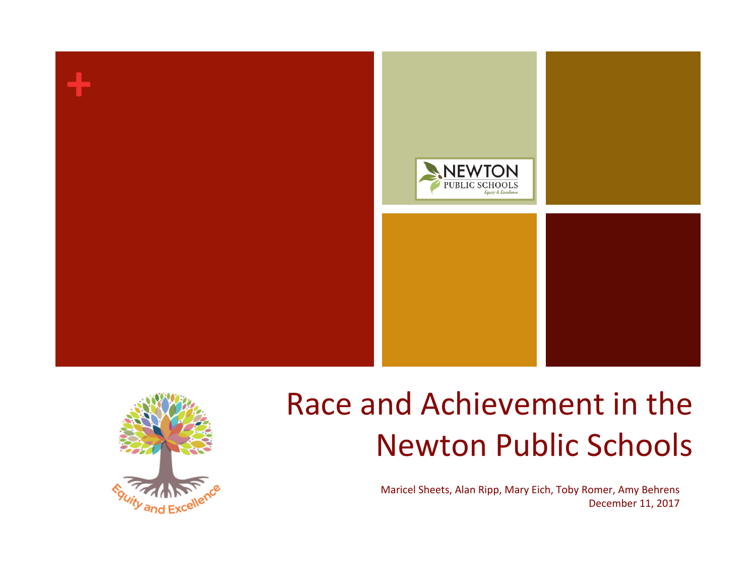# Race and Achievement in the Newton Public Schools

Maricel Sheets, Alan Ripp, Mary Eich, Toby Romer, Amy Behrens

December 11, 2017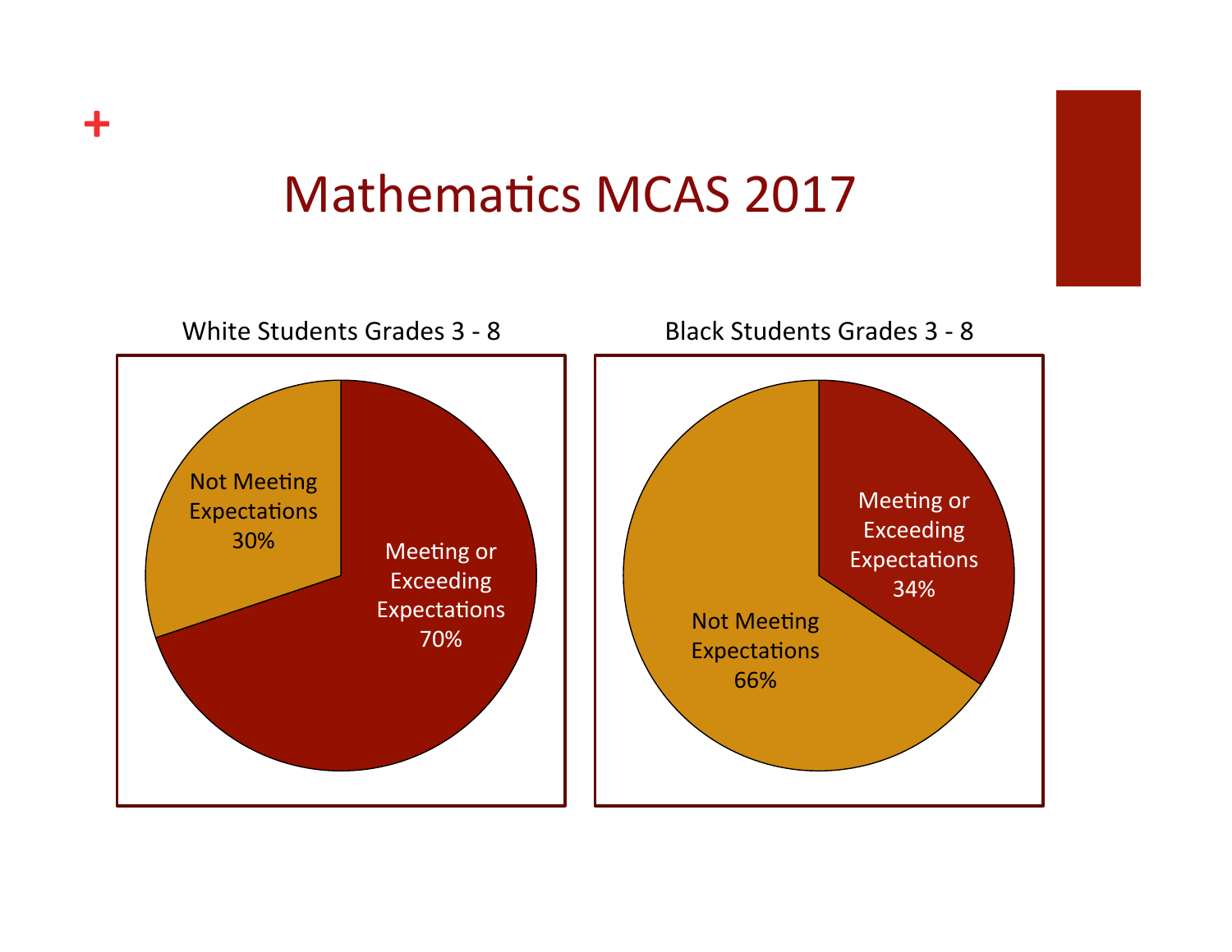# Mathematics MCAS 2017

White Students Grades 3 - 8

Not Meeting Expectations 30%

Meeting or Exceeding Expectations 70%

Black Students Grades 3 - 8

Meeting or Exceeding Expectations 34%

Not Meeting Expectations 66%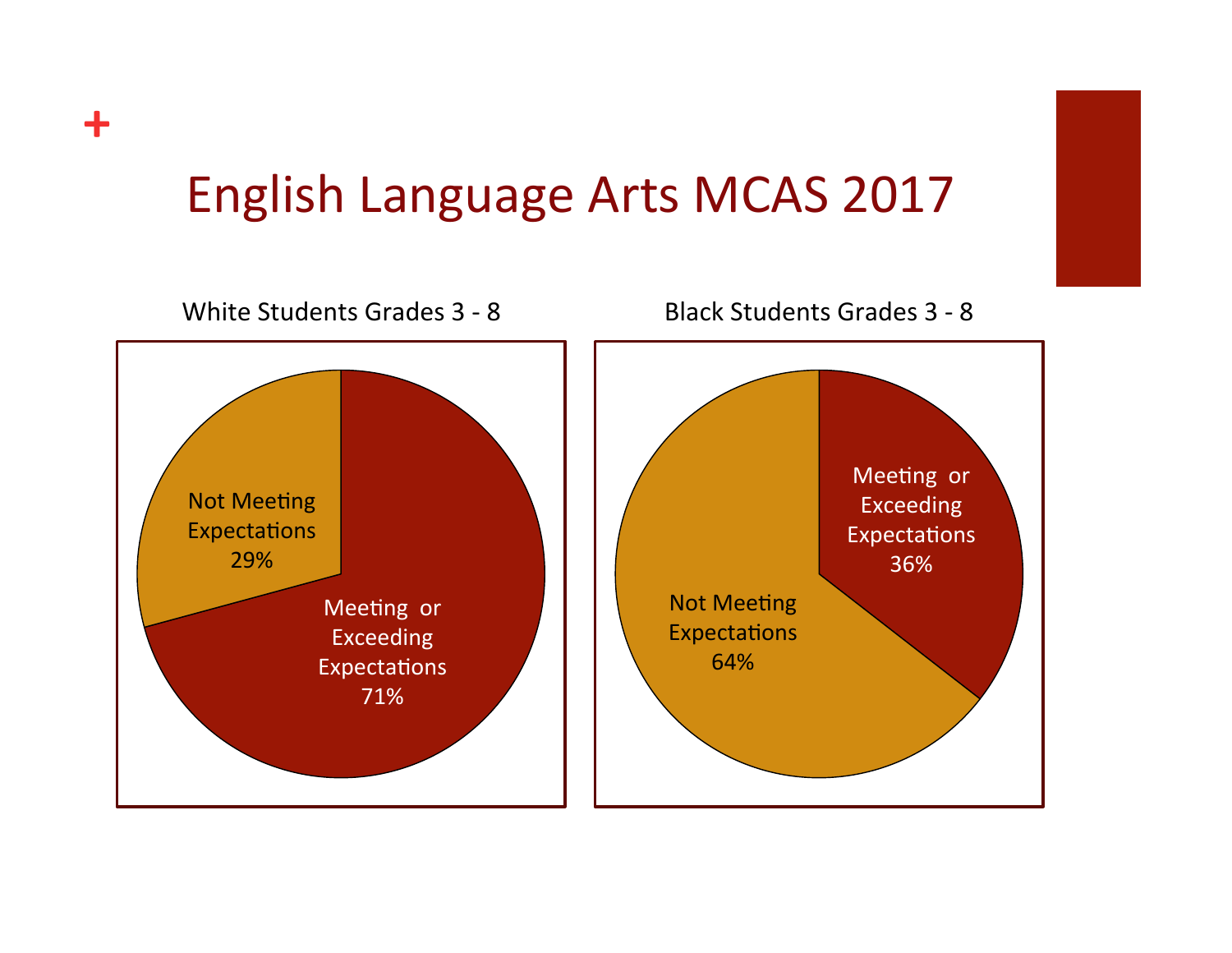# English Language Arts MCAS 2017

White Students Grades 3 - 8

Not Meeting Expectations 29%

Meeting or Exceeding Expectations 71%

Black Students Grades 3 - 8

Meeting or Exceeding Expectations 36%

Not Meeting Expectations 64%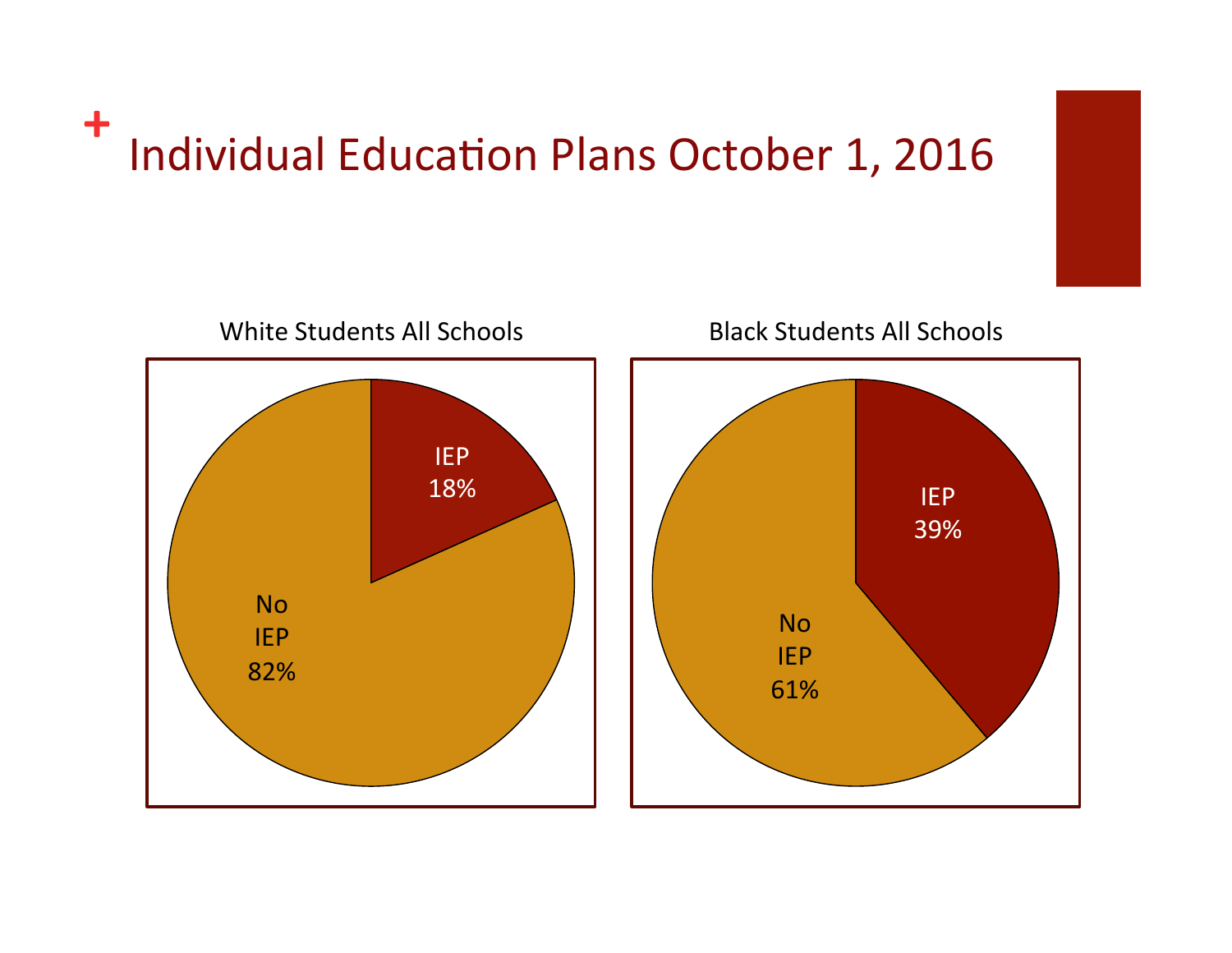# Individual Education Plans October 1, 2016

White Students All Schools

IEP
18%

No
IEP
82%

Black Students All Schools

IEP
39%

No
IEP
61%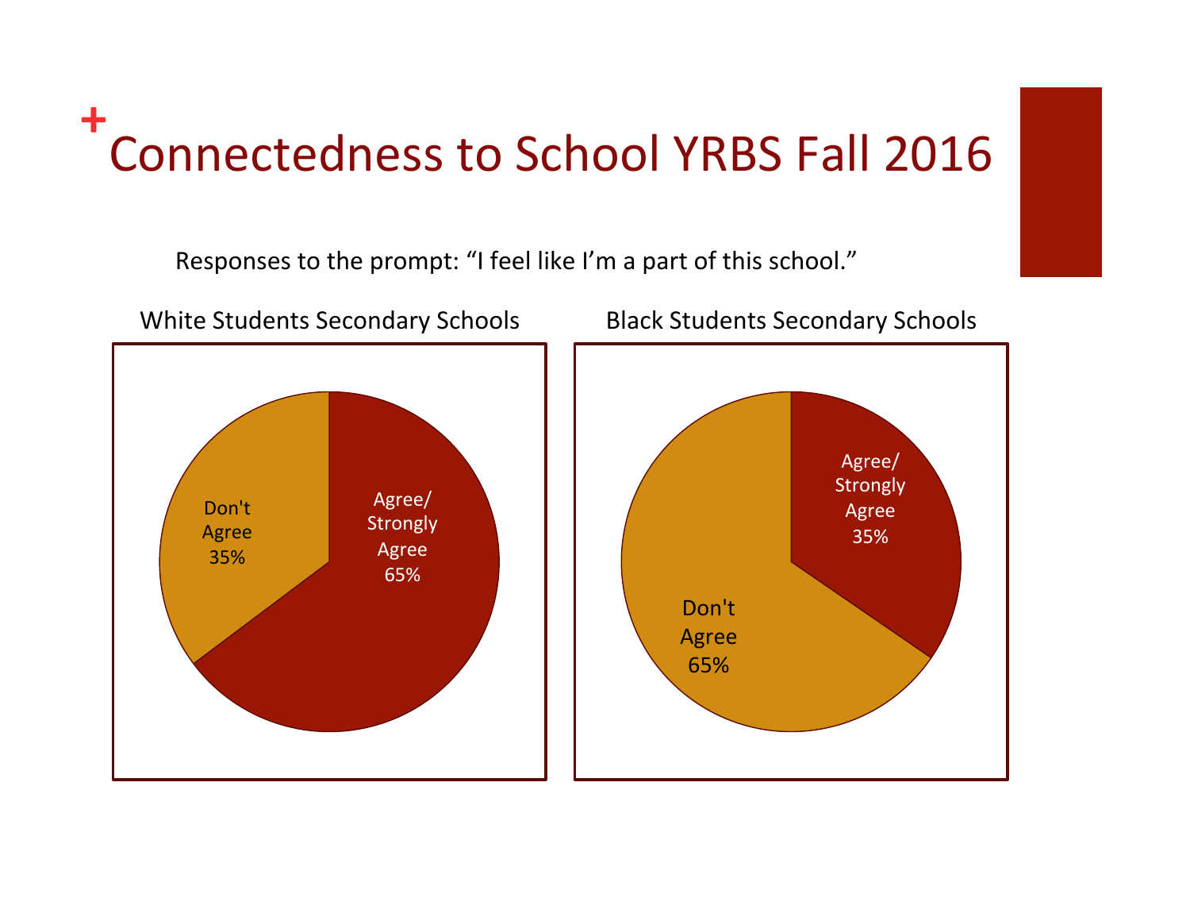# Connectedness to School YRBS Fall 2016

Responses to the prompt: “I feel like I’m a part of this school.”

White Students Secondary Schools

Don't Agree 35%

Agree/ Strongly Agree 65%

Black Students Secondary Schools

Agree/ Strongly Agree 35%

Don't Agree 65%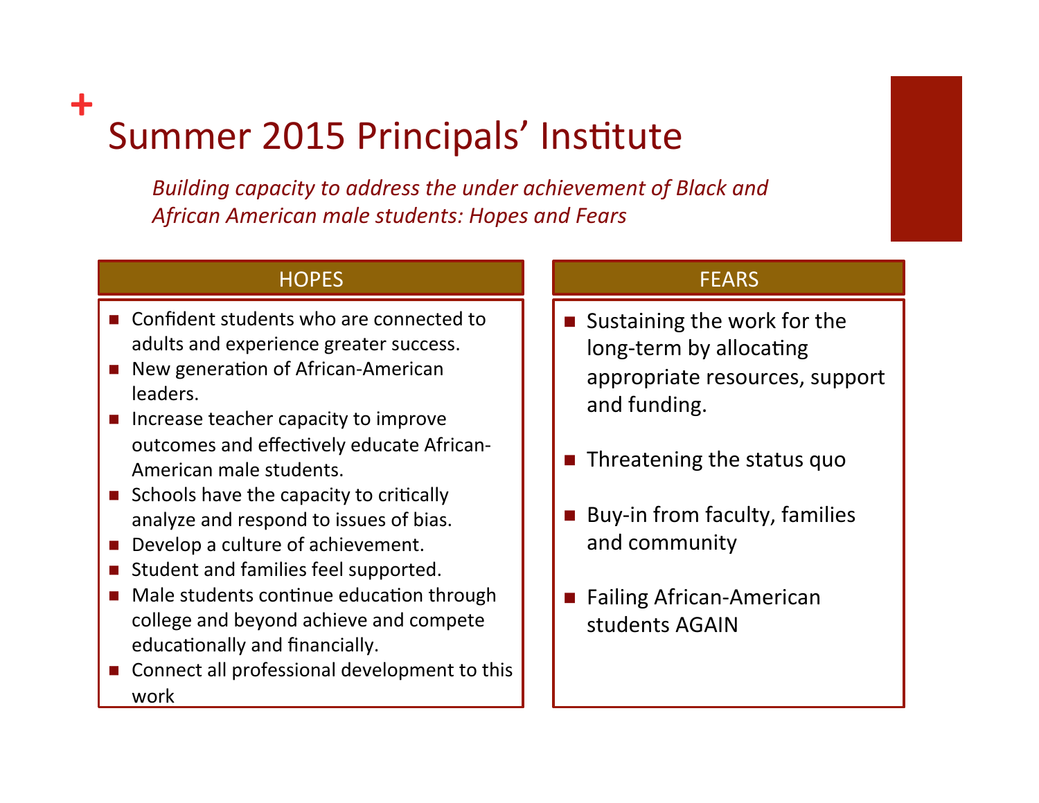# Summer 2015 Principals' Institute

*Building capacity to address the under achievement of Black and African American male students: Hopes and Fears*

| HOPES | FEARS |
|---|---|
| ■ Confident students who are connected to adults and experience greater success.<br>■ New generation of African-American leaders.<br>■ Increase teacher capacity to improve outcomes and effectively educate African-American male students.<br>■ Schools have the capacity to critically analyze and respond to issues of bias.<br>■ Develop a culture of achievement.<br>■ Student and families feel supported.<br>■ Male students continue education through college and beyond achieve and compete educationally and financially.<br>■ Connect all professional development to this work | ■ Sustaining the work for the long-term by allocating appropriate resources, support and funding.<br>■ Threatening the status quo<br>■ Buy-in from faculty, families and community<br>■ Failing African-American students AGAIN |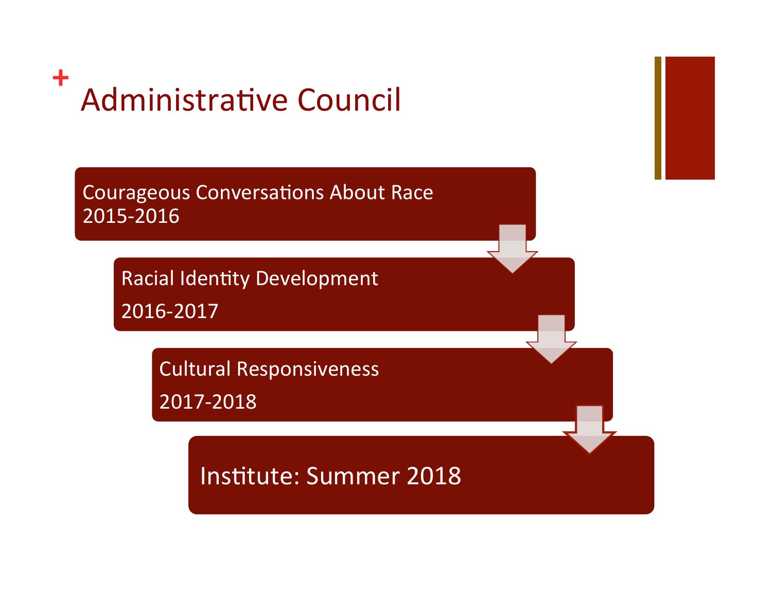# Administrative Council

Courageous Conversations About Race
2015-2016

Racial Identity Development
2016-2017

Cultural Responsiveness
2017-2018

Institute: Summer 2018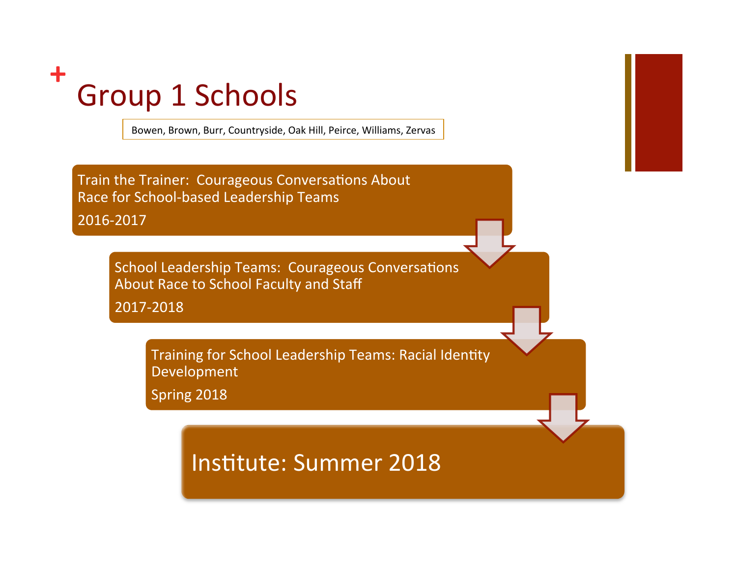# Group 1 Schools

Bowen, Brown, Burr, Countryside, Oak Hill, Peirce, Williams, Zervas

Train the Trainer: Courageous Conversations About Race for School-based Leadership Teams

2016-2017

School Leadership Teams: Courageous Conversations About Race to School Faculty and Staff

2017-2018

Training for School Leadership Teams: Racial Identity Development

Spring 2018

Institute: Summer 2018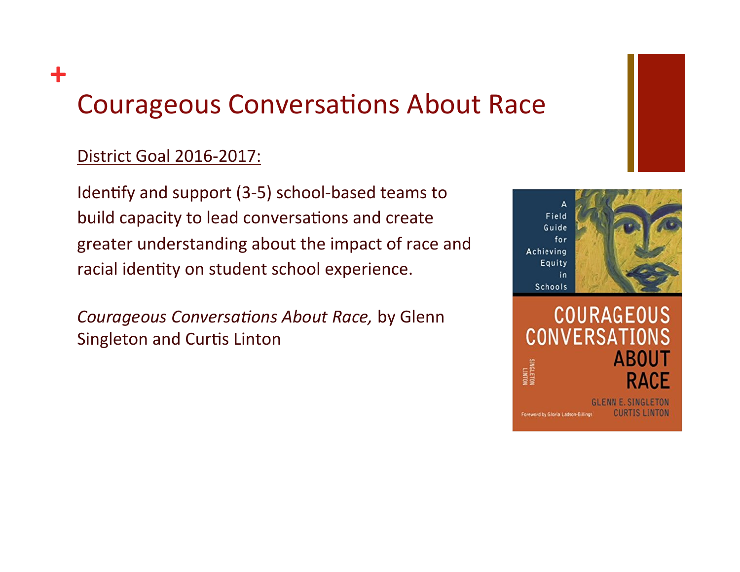# Courageous Conversations About Race

District Goal 2016-2017:

Identify and support (3-5) school-based teams to build capacity to lead conversations and create greater understanding about the impact of race and racial identity on student school experience.

*Courageous Conversations About Race,* by Glenn Singleton and Curtis Linton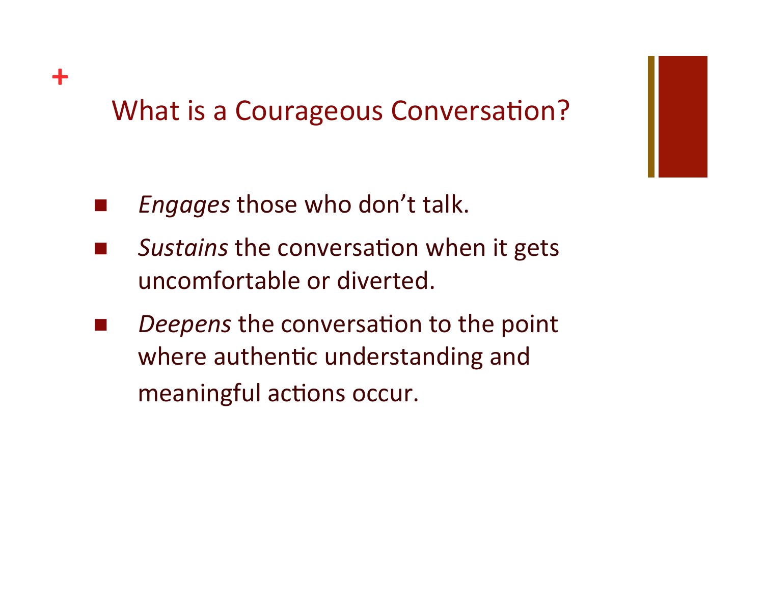## What is a Courageous Conversation?

- *Engages* those who don't talk.
- *Sustains* the conversation when it gets uncomfortable or diverted.
- *Deepens* the conversation to the point where authentic understanding and meaningful actions occur.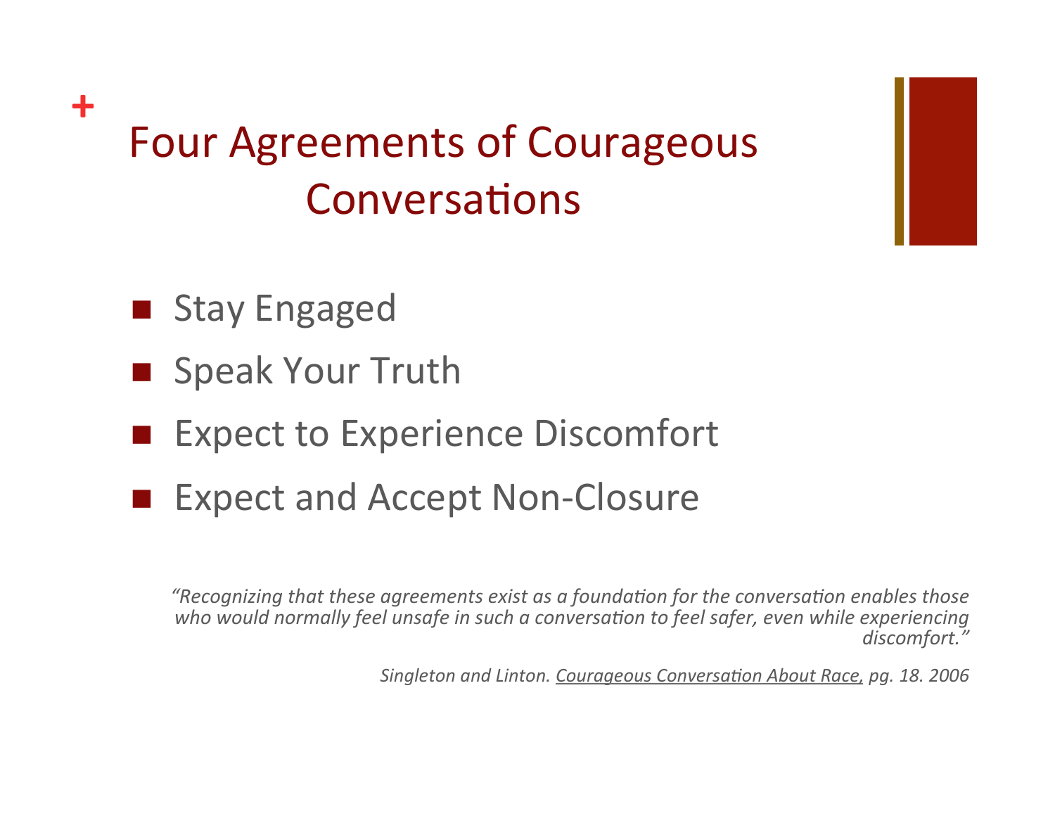# Four Agreements of Courageous Conversations

- Stay Engaged
- Speak Your Truth
- Expect to Experience Discomfort
- Expect and Accept Non-Closure

*"Recognizing that these agreements exist as a foundation for the conversation enables those who would normally feel unsafe in such a conversation to feel safer, even while experiencing discomfort."*

*Singleton and Linton. Courageous Conversation About Race, pg. 18. 2006*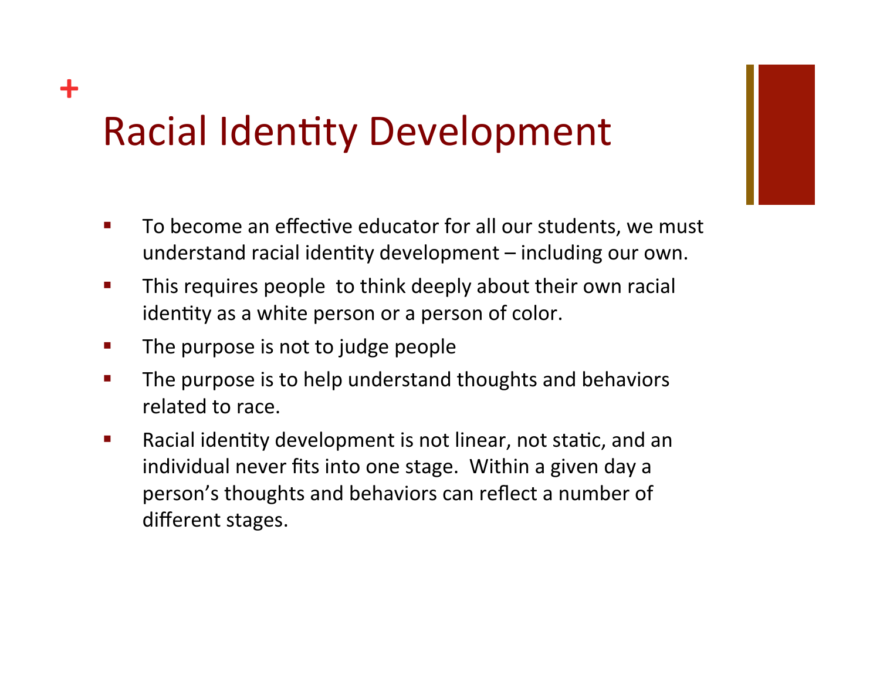# Racial Identity Development

- To become an effective educator for all our students, we must understand racial identity development – including our own.
- This requires people  to think deeply about their own racial identity as a white person or a person of color.
- The purpose is not to judge people
- The purpose is to help understand thoughts and behaviors related to race.
- Racial identity development is not linear, not static, and an individual never fits into one stage.  Within a given day a person's thoughts and behaviors can reflect a number of different stages.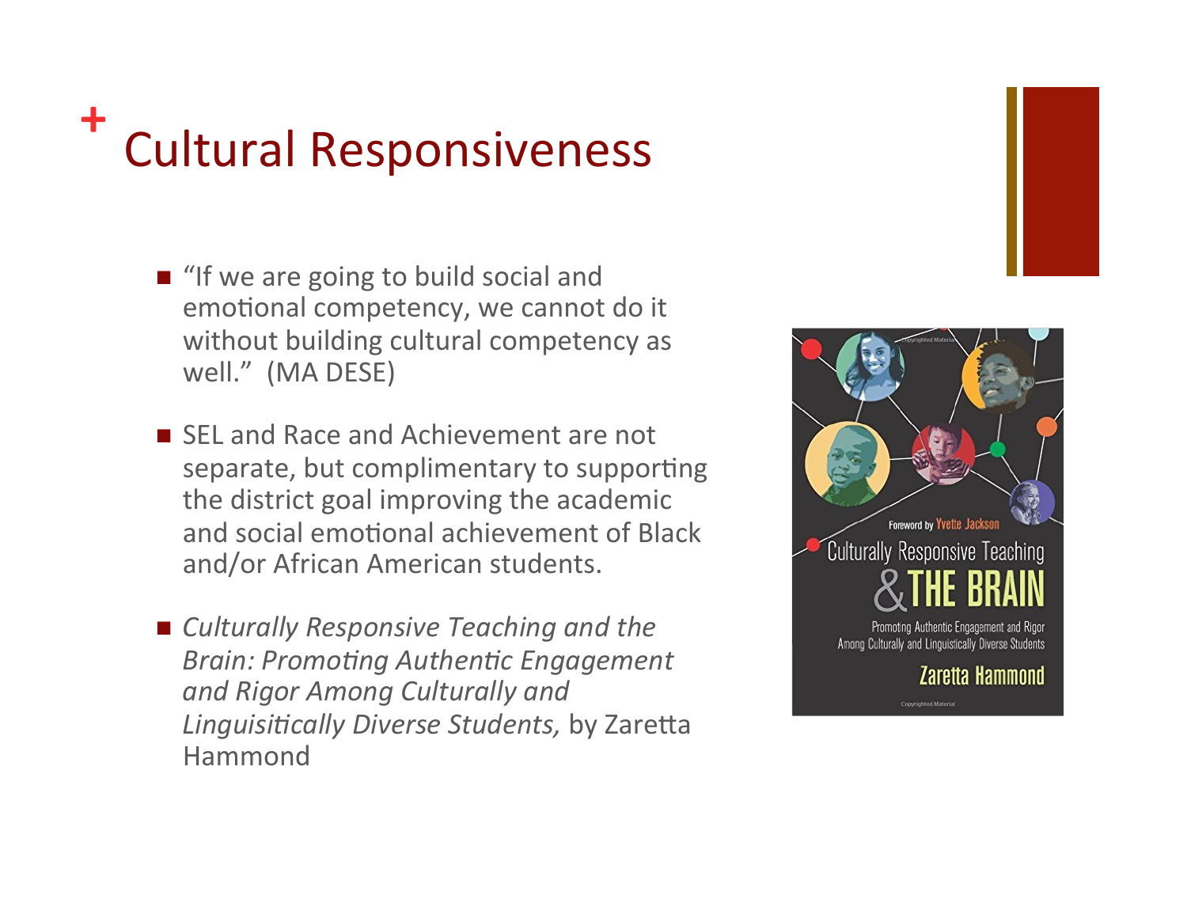# Cultural Responsiveness

- "If we are going to build social and emotional competency, we cannot do it without building cultural competency as well." (MA DESE)
- SEL and Race and Achievement are not separate, but complimentary to supporting the district goal improving the academic and social emotional achievement of Black and/or African American students.
- *Culturally Responsive Teaching and the Brain: Promoting Authentic Engagement and Rigor Among Culturally and Linguisitically Diverse Students,* by Zaretta Hammond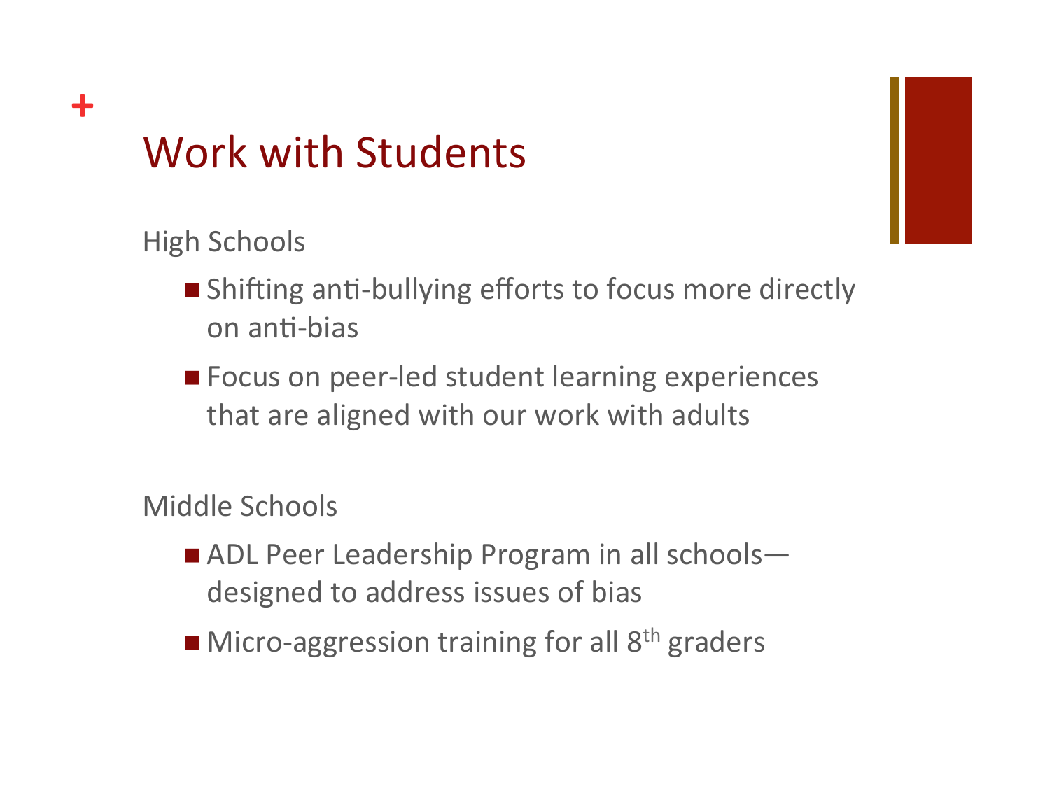# Work with Students

High Schools

- Shifting anti-bullying efforts to focus more directly on anti-bias
- Focus on peer-led student learning experiences that are aligned with our work with adults

Middle Schools

- ADL Peer Leadership Program in all schools—designed to address issues of bias
- Micro-aggression training for all 8th graders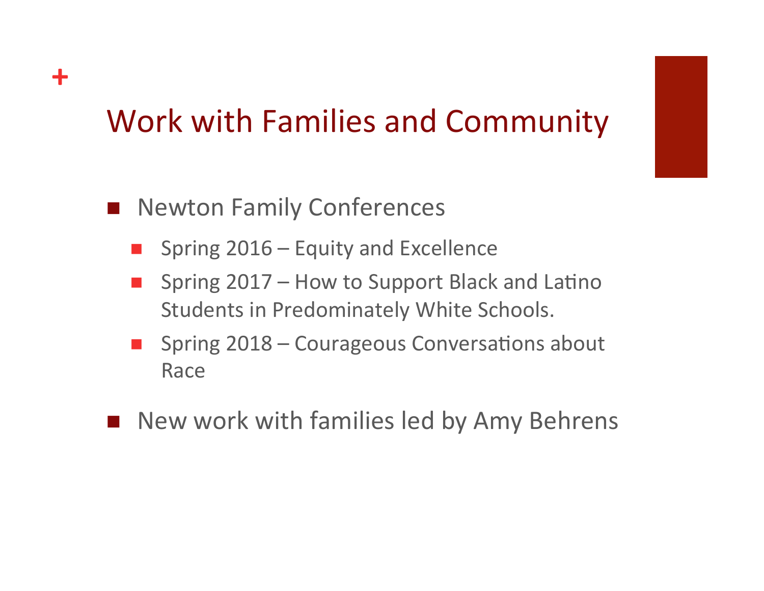## Work with Families and Community

- Newton Family Conferences
  - Spring 2016 – Equity and Excellence
  - Spring 2017 – How to Support Black and Latino Students in Predominately White Schools.
  - Spring 2018 – Courageous Conversations about Race
- New work with families led by Amy Behrens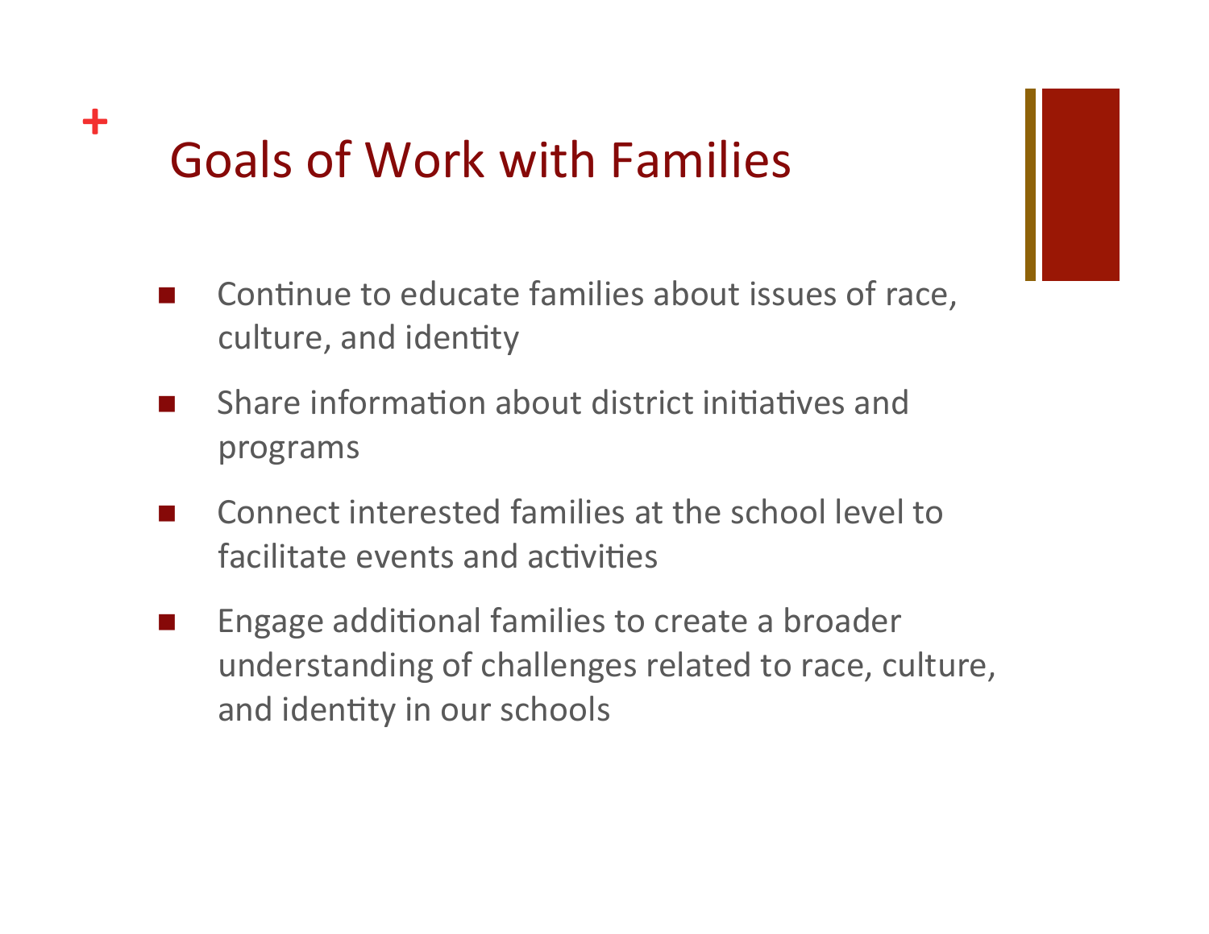# Goals of Work with Families

- Continue to educate families about issues of race, culture, and identity
- Share information about district initiatives and programs
- Connect interested families at the school level to facilitate events and activities
- Engage additional families to create a broader understanding of challenges related to race, culture, and identity in our schools